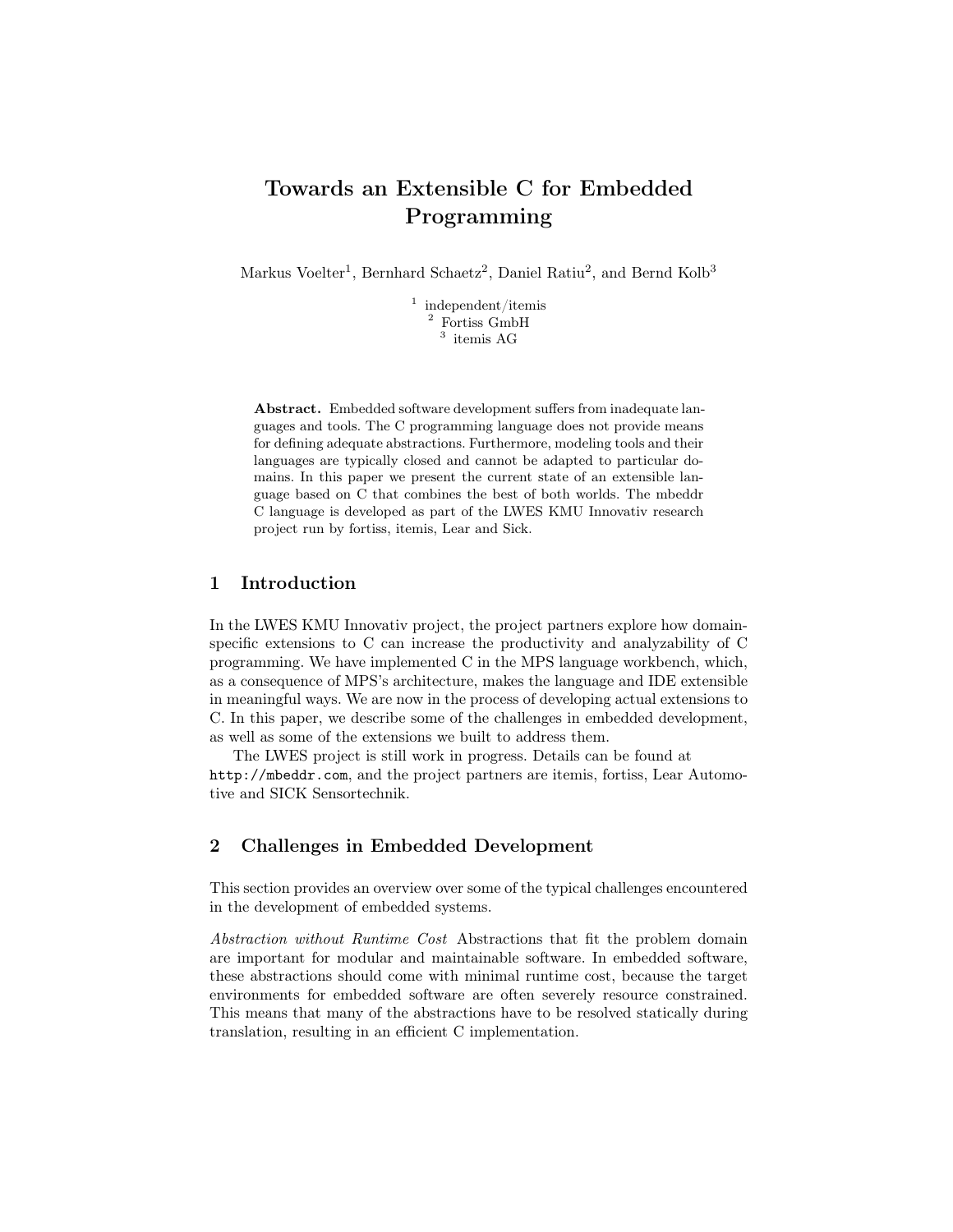# Towards an Extensible C for Embedded Programming

Markus Voelter[1], Bernhard Schaetz[2], Daniel Ratiu[2], and Bernd Kolb[3]

[1] independent/itemis
[2] Fortiss GmbH
[3] itemis AG

**Abstract.** Embedded software development suffers from inadequate languages and tools. The C programming language does not provide means for defining adequate abstractions. Furthermore, modeling tools and their languages are typically closed and cannot be adapted to particular domains. In this paper we present the current state of an extensible language based on C that combines the best of both worlds. The mbeddr C language is developed as part of the LWES KMU Innovativ research project run by fortiss, itemis, Lear and Sick.

## 1 Introduction

In the LWES KMU Innovativ project, the project partners explore how domain-specific extensions to C can increase the productivity and analyzability of C programming. We have implemented C in the MPS language workbench, which, as a consequence of MPS's architecture, makes the language and IDE extensible in meaningful ways. We are now in the process of developing actual extensions to C. In this paper, we describe some of the challenges in embedded development, as well as some of the extensions we built to address them.

The LWES project is still work in progress. Details can be found at `http://mbeddr.com`, and the project partners are itemis, fortiss, Lear Automotive and SICK Sensortechnik.

## 2 Challenges in Embedded Development

This section provides an overview over some of the typical challenges encountered in the development of embedded systems.

*Abstraction without Runtime Cost* Abstractions that fit the problem domain are important for modular and maintainable software. In embedded software, these abstractions should come with minimal runtime cost, because the target environments for embedded software are often severely resource constrained. This means that many of the abstractions have to be resolved statically during translation, resulting in an efficient C implementation.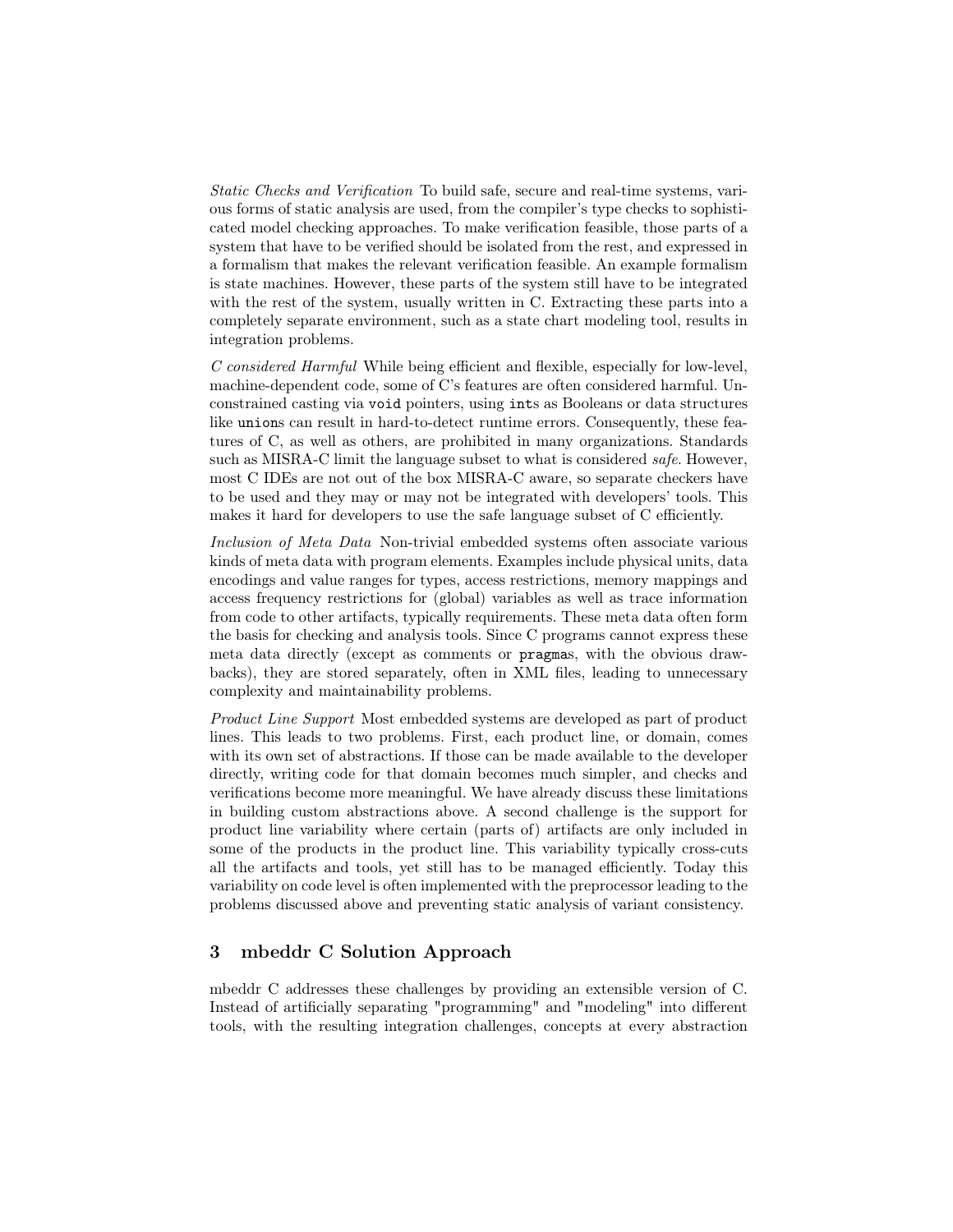*Static Checks and Verification* To build safe, secure and real-time systems, various forms of static analysis are used, from the compiler's type checks to sophisticated model checking approaches. To make verification feasible, those parts of a system that have to be verified should be isolated from the rest, and expressed in a formalism that makes the relevant verification feasible. An example formalism is state machines. However, these parts of the system still have to be integrated with the rest of the system, usually written in C. Extracting these parts into a completely separate environment, such as a state chart modeling tool, results in integration problems.

*C considered Harmful* While being efficient and flexible, especially for low-level, machine-dependent code, some of C's features are often considered harmful. Unconstrained casting via `void` pointers, using `int`s as Booleans or data structures like `union`s can result in hard-to-detect runtime errors. Consequently, these features of C, as well as others, are prohibited in many organizations. Standards such as MISRA-C limit the language subset to what is considered *safe*. However, most C IDEs are not out of the box MISRA-C aware, so separate checkers have to be used and they may or may not be integrated with developers' tools. This makes it hard for developers to use the safe language subset of C efficiently.

*Inclusion of Meta Data* Non-trivial embedded systems often associate various kinds of meta data with program elements. Examples include physical units, data encodings and value ranges for types, access restrictions, memory mappings and access frequency restrictions for (global) variables as well as trace information from code to other artifacts, typically requirements. These meta data often form the basis for checking and analysis tools. Since C programs cannot express these meta data directly (except as comments or `pragma`s, with the obvious drawbacks), they are stored separately, often in XML files, leading to unnecessary complexity and maintainability problems.

*Product Line Support* Most embedded systems are developed as part of product lines. This leads to two problems. First, each product line, or domain, comes with its own set of abstractions. If those can be made available to the developer directly, writing code for that domain becomes much simpler, and checks and verifications become more meaningful. We have already discuss these limitations in building custom abstractions above. A second challenge is the support for product line variability where certain (parts of) artifacts are only included in some of the products in the product line. This variability typically cross-cuts all the artifacts and tools, yet still has to be managed efficiently. Today this variability on code level is often implemented with the preprocessor leading to the problems discussed above and preventing static analysis of variant consistency.

## 3 mbeddr C Solution Approach

mbeddr C addresses these challenges by providing an extensible version of C. Instead of artificially separating "programming" and "modeling" into different tools, with the resulting integration challenges, concepts at every abstraction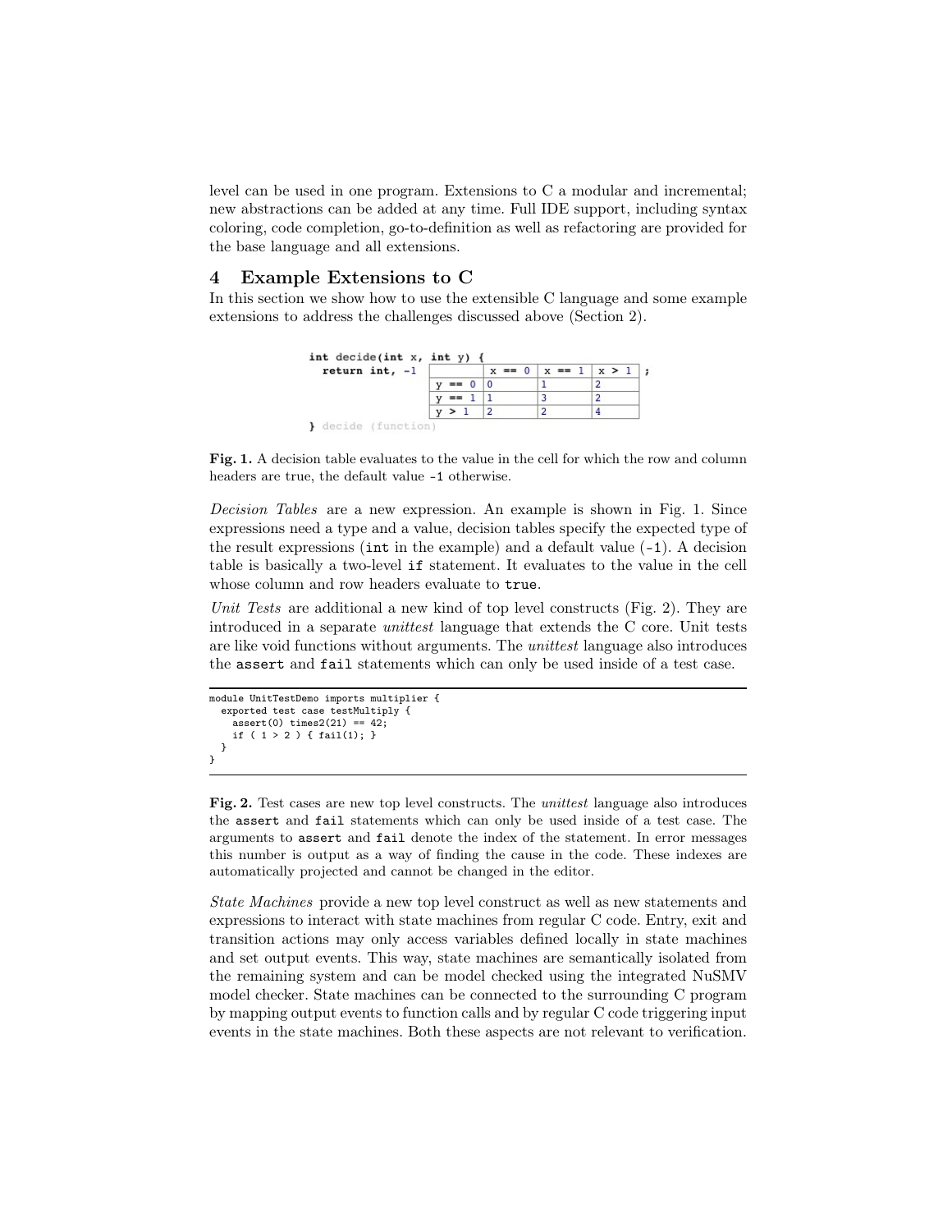level can be used in one program. Extensions to C a modular and incremental; new abstractions can be added at any time. Full IDE support, including syntax coloring, code completion, go-to-definition as well as refactoring are provided for the base language and all extensions.

## 4 Example Extensions to C

In this section we show how to use the extensible C language and some example extensions to address the challenges discussed above (Section 2).

```
int decide(int x, int y) {
  return int, -1 
```

| | x == 0 | x == 1 | x > 1 |
|---|---|---|---|
| y == 0 | 0 | 1 | 2 |
| y == 1 | 1 | 3 | 2 |
| y > 1 | 2 | 2 | 4 |

```
;
} decide (function)
```

**Fig. 1.** A decision table evaluates to the value in the cell for which the row and column headers are true, the default value -1 otherwise.

*Decision Tables* are a new expression. An example is shown in Fig. 1. Since expressions need a type and a value, decision tables specify the expected type of the result expressions (`int` in the example) and a default value (`-1`). A decision table is basically a two-level `if` statement. It evaluates to the value in the cell whose column and row headers evaluate to `true`.

*Unit Tests* are additional a new kind of top level constructs (Fig. 2). They are introduced in a separate *unittest* language that extends the C core. Unit tests are like void functions without arguments. The *unittest* language also introduces the `assert` and `fail` statements which can only be used inside of a test case.

```
module UnitTestDemo imports multiplier {
  exported test case testMultiply {
    assert(0) times2(21) == 42;
    if ( 1 > 2 ) { fail(1); }
  }
}
```

**Fig. 2.** Test cases are new top level constructs. The *unittest* language also introduces the `assert` and `fail` statements which can only be used inside of a test case. The arguments to `assert` and `fail` denote the index of the statement. In error messages this number is output as a way of finding the cause in the code. These indexes are automatically projected and cannot be changed in the editor.

*State Machines* provide a new top level construct as well as new statements and expressions to interact with state machines from regular C code. Entry, exit and transition actions may only access variables defined locally in state machines and set output events. This way, state machines are semantically isolated from the remaining system and can be model checked using the integrated NuSMV model checker. State machines can be connected to the surrounding C program by mapping output events to function calls and by regular C code triggering input events in the state machines. Both these aspects are not relevant to verification.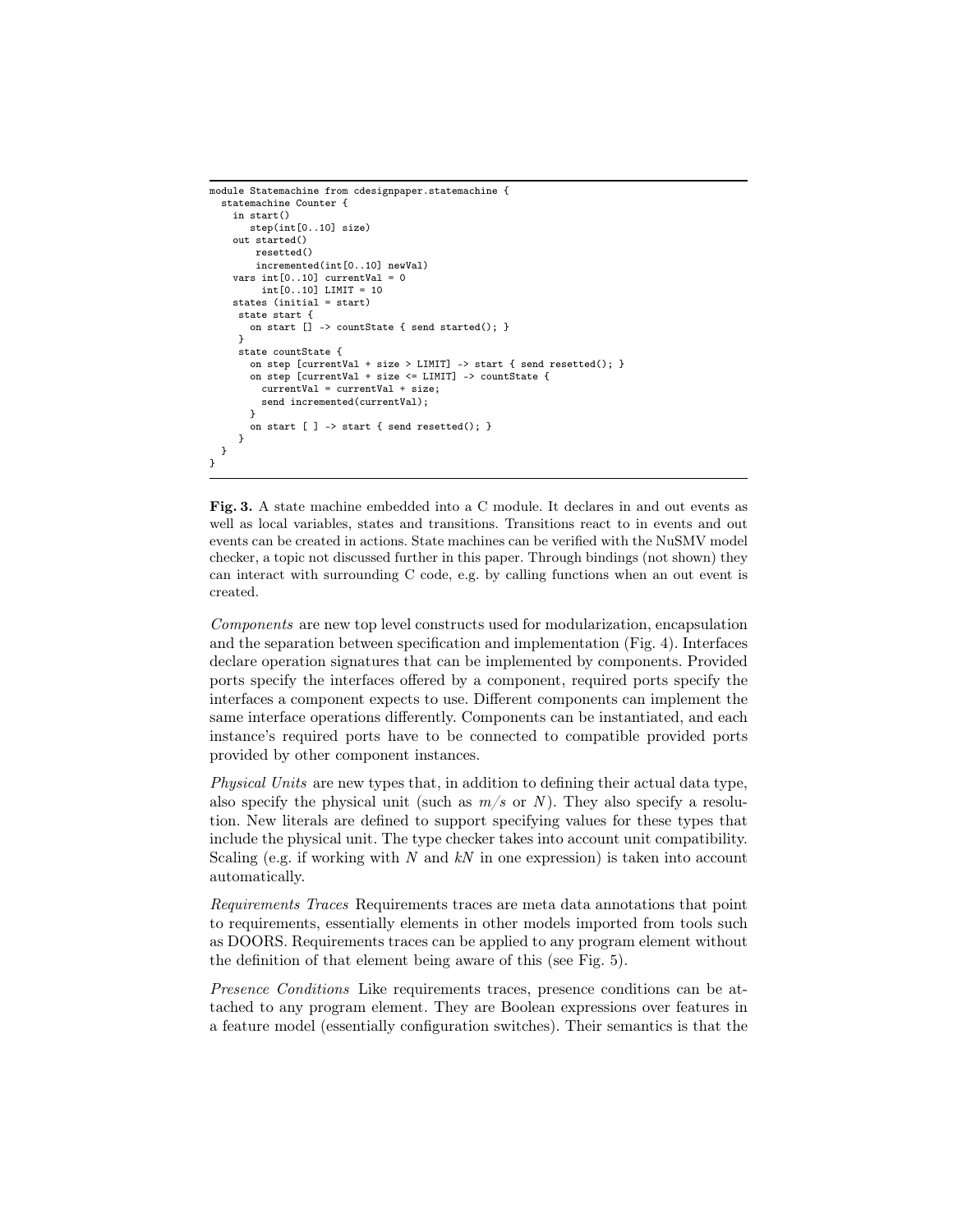```
module Statemachine from cdesignpaper.statemachine {
  statemachine Counter {
    in start()
       step(int[0..10] size)
    out started()
        resetted()
        incremented(int[0..10] newVal)
    vars int[0..10] currentVal = 0
         int[0..10] LIMIT = 10
    states (initial = start)
     state start {
       on start [] -> countState { send started(); }
     }
     state countState {
       on step [currentVal + size > LIMIT] -> start { send resetted(); }
       on step [currentVal + size <= LIMIT] -> countState {
         currentVal = currentVal + size;
         send incremented(currentVal);
       }
       on start [ ] -> start { send resetted(); }
     }
  }
}
```

**Fig. 3.** A state machine embedded into a C module. It declares in and out events as well as local variables, states and transitions. Transitions react to in events and out events can be created in actions. State machines can be verified with the NuSMV model checker, a topic not discussed further in this paper. Through bindings (not shown) they can interact with surrounding C code, e.g. by calling functions when an out event is created.

*Components* are new top level constructs used for modularization, encapsulation and the separation between specification and implementation (Fig. 4). Interfaces declare operation signatures that can be implemented by components. Provided ports specify the interfaces offered by a component, required ports specify the interfaces a component expects to use. Different components can implement the same interface operations differently. Components can be instantiated, and each instance's required ports have to be connected to compatible provided ports provided by other component instances.

*Physical Units* are new types that, in addition to defining their actual data type, also specify the physical unit (such as $m/s$ or $N$). They also specify a resolution. New literals are defined to support specifying values for these types that include the physical unit. The type checker takes into account unit compatibility. Scaling (e.g. if working with $N$ and $kN$ in one expression) is taken into account automatically.

*Requirements Traces* Requirements traces are meta data annotations that point to requirements, essentially elements in other models imported from tools such as DOORS. Requirements traces can be applied to any program element without the definition of that element being aware of this (see Fig. 5).

*Presence Conditions* Like requirements traces, presence conditions can be attached to any program element. They are Boolean expressions over features in a feature model (essentially configuration switches). Their semantics is that the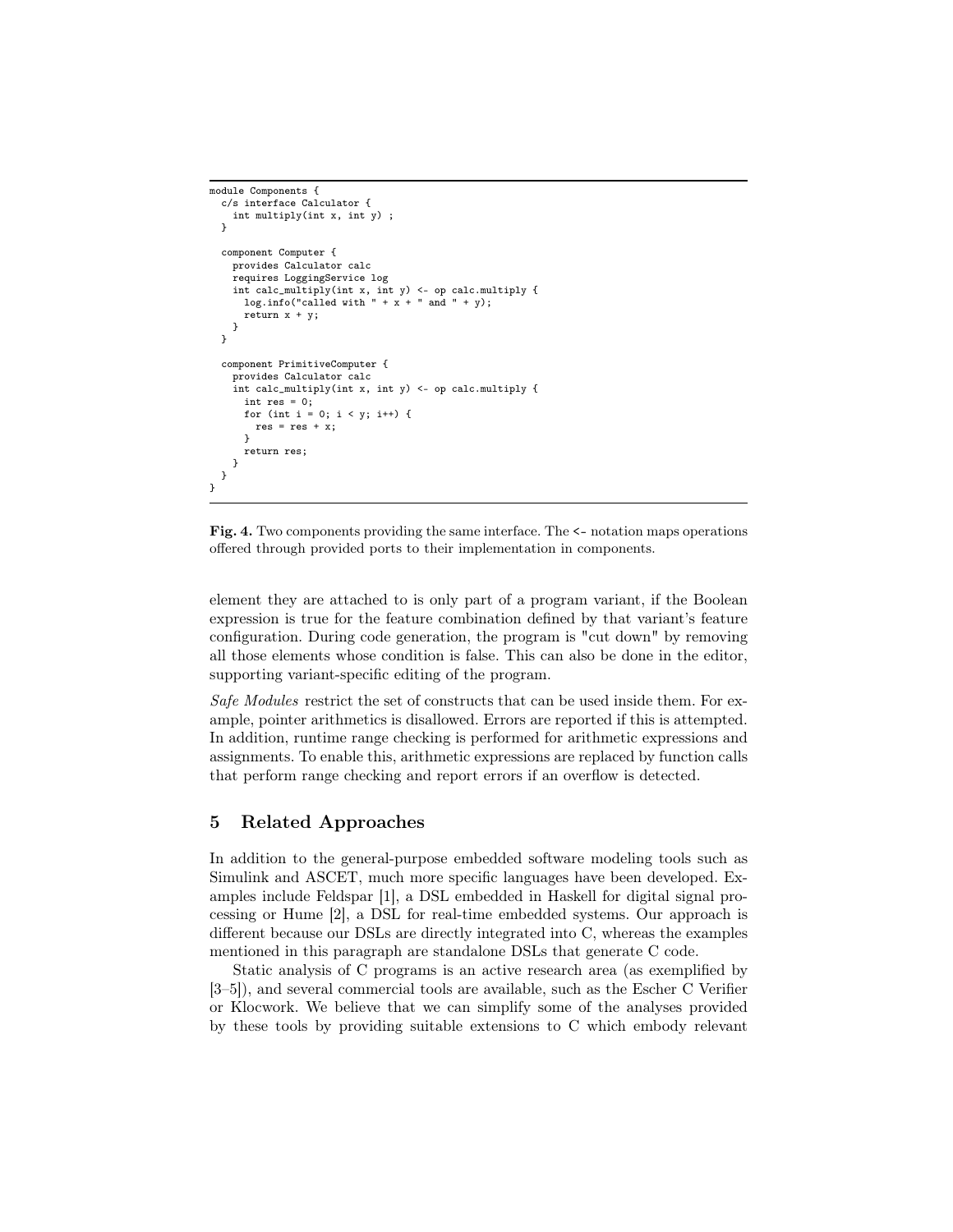```
module Components {
  c/s interface Calculator {
    int multiply(int x, int y) ;
  }

  component Computer {
    provides Calculator calc
    requires LoggingService log
    int calc_multiply(int x, int y) <- op calc.multiply {
      log.info("called with " + x + " and " + y);
      return x + y;
    }
  }

  component PrimitiveComputer {
    provides Calculator calc
    int calc_multiply(int x, int y) <- op calc.multiply {
      int res = 0;
      for (int i = 0; i < y; i++) {
        res = res + x;
      }
      return res;
    }
  }
}
```

**Fig. 4.** Two components providing the same interface. The `<-` notation maps operations offered through provided ports to their implementation in components.

element they are attached to is only part of a program variant, if the Boolean expression is true for the feature combination defined by that variant's feature configuration. During code generation, the program is "cut down" by removing all those elements whose condition is false. This can also be done in the editor, supporting variant-specific editing of the program.

*Safe Modules* restrict the set of constructs that can be used inside them. For example, pointer arithmetics is disallowed. Errors are reported if this is attempted. In addition, runtime range checking is performed for arithmetic expressions and assignments. To enable this, arithmetic expressions are replaced by function calls that perform range checking and report errors if an overflow is detected.

## 5 Related Approaches

In addition to the general-purpose embedded software modeling tools such as Simulink and ASCET, much more specific languages have been developed. Examples include Feldspar [1], a DSL embedded in Haskell for digital signal processing or Hume [2], a DSL for real-time embedded systems. Our approach is different because our DSLs are directly integrated into C, whereas the examples mentioned in this paragraph are standalone DSLs that generate C code.

Static analysis of C programs is an active research area (as exemplified by [3–5]), and several commercial tools are available, such as the Escher C Verifier or Klocwork. We believe that we can simplify some of the analyses provided by these tools by providing suitable extensions to C which embody relevant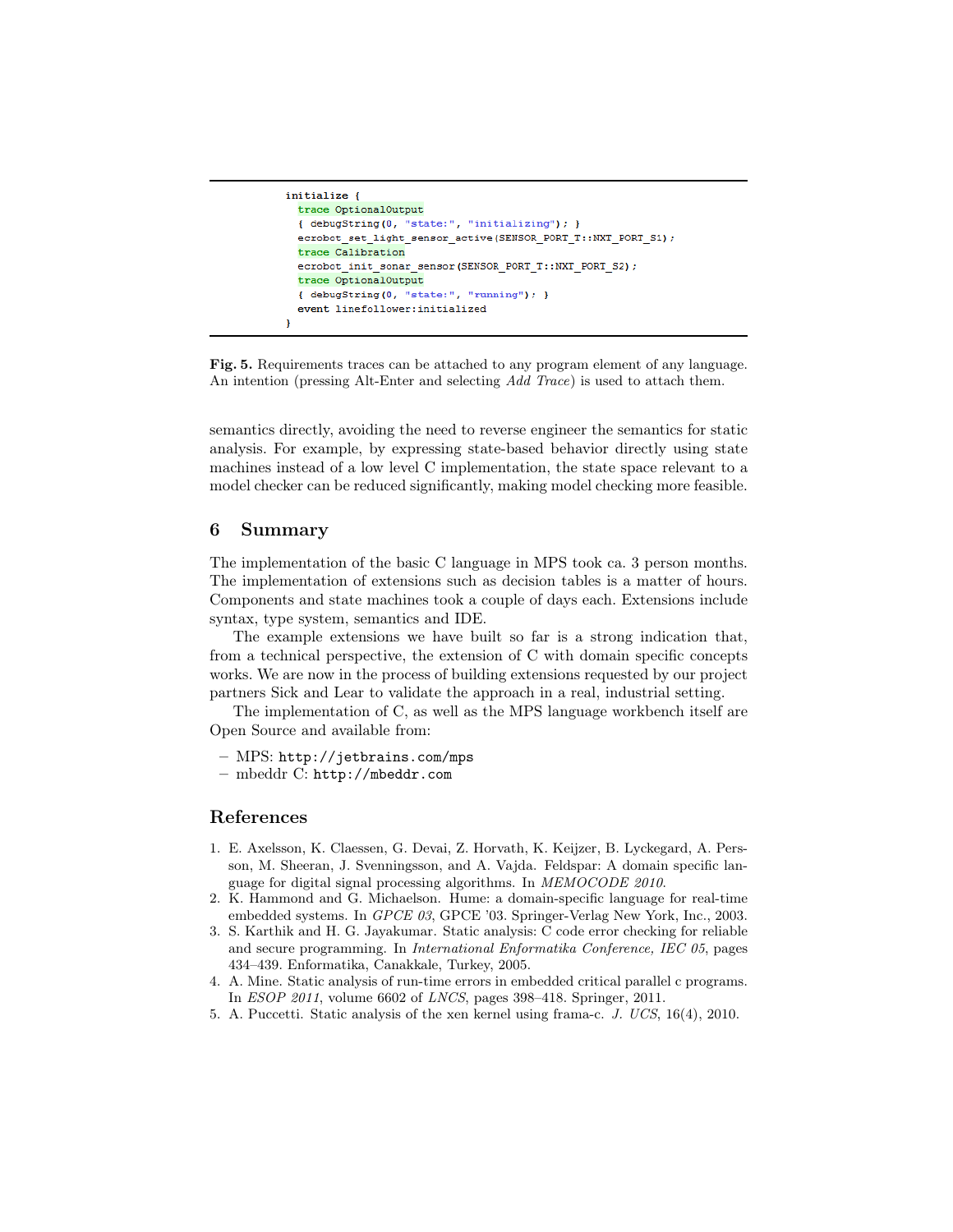```
initialize {
  trace OptionalOutput
  { debugString(0, "state:", "initializing"); }
  ecrobot_set_light_sensor_active(SENSOR_PORT_T::NXT_PORT_S1);
  trace Calibration
  ecrobot_init_sonar_sensor(SENSOR_PORT_T::NXT_PORT_S2);
  trace OptionalOutput
  { debugString(0, "state:", "running"); }
  event linefollower:initialized
}
```

**Fig. 5.** Requirements traces can be attached to any program element of any language. An intention (pressing Alt-Enter and selecting *Add Trace*) is used to attach them.

semantics directly, avoiding the need to reverse engineer the semantics for static analysis. For example, by expressing state-based behavior directly using state machines instead of a low level C implementation, the state space relevant to a model checker can be reduced significantly, making model checking more feasible.

## 6 Summary

The implementation of the basic C language in MPS took ca. 3 person months. The implementation of extensions such as decision tables is a matter of hours. Components and state machines took a couple of days each. Extensions include syntax, type system, semantics and IDE.

The example extensions we have built so far is a strong indication that, from a technical perspective, the extension of C with domain specific concepts works. We are now in the process of building extensions requested by our project partners Sick and Lear to validate the approach in a real, industrial setting.

The implementation of C, as well as the MPS language workbench itself are Open Source and available from:

- MPS: `http://jetbrains.com/mps`
- mbeddr C: `http://mbeddr.com`

## References

1. E. Axelsson, K. Claessen, G. Devai, Z. Horvath, K. Keijzer, B. Lyckegard, A. Persson, M. Sheeran, J. Svenningsson, and A. Vajda. Feldspar: A domain specific language for digital signal processing algorithms. In *MEMOCODE 2010*.
2. K. Hammond and G. Michaelson. Hume: a domain-specific language for real-time embedded systems. In *GPCE 03*, GPCE '03. Springer-Verlag New York, Inc., 2003.
3. S. Karthik and H. G. Jayakumar. Static analysis: C code error checking for reliable and secure programming. In *International Enformatika Conference, IEC 05*, pages 434–439. Enformatika, Canakkale, Turkey, 2005.
4. A. Mine. Static analysis of run-time errors in embedded critical parallel c programs. In *ESOP 2011*, volume 6602 of *LNCS*, pages 398–418. Springer, 2011.
5. A. Puccetti. Static analysis of the xen kernel using frama-c. *J. UCS*, 16(4), 2010.